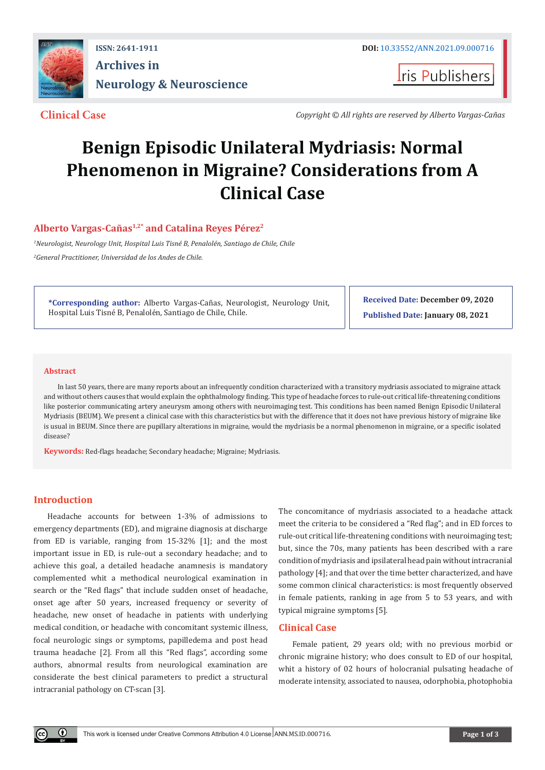ISSN: 2641-1911

DOI: 10.33552/ANN.2021.09.000716

**Archives in Neurology & Neuroscience**

Iris Publishers

**Clinical Case**

*Copyright © All rights are reserved by Alberto Vargas-Cañas*

# Benign Episodic Unilateral Mydriasis: Normal Phenomenon in Migraine? Considerations from A Clinical Case

**Alberto Vargas-Cañas[1,2*] and Catalina Reyes Pérez[2]**

[1]*Neurologist, Neurology Unit, Hospital Luis Tisné B, Penalolén, Santiago de Chile, Chile*

[2]*General Practitioner, Universidad de los Andes de Chile.*

**\*Corresponding author:** Alberto Vargas-Cañas, Neurologist, Neurology Unit, Hospital Luis Tisné B, Penalolén, Santiago de Chile, Chile.

**Received Date: December 09, 2020**

**Published Date: January 08, 2021**

## Abstract

In last 50 years, there are many reports about an infrequently condition characterized with a transitory mydriasis associated to migraine attack and without others causes that would explain the ophthalmology finding. This type of headache forces to rule-out critical life-threatening conditions like posterior communicating artery aneurysm among others with neuroimaging test. This conditions has been named Benign Episodic Unilateral Mydriasis (BEUM). We present a clinical case with this characteristics but with the difference that it does not have previous history of migraine like is usual in BEUM. Since there are pupillary alterations in migraine, would the mydriasis be a normal phenomenon in migraine, or a specific isolated disease?

**Keywords:** Red-flags headache; Secondary headache; Migraine; Mydriasis.

## Introduction

Headache accounts for between 1-3% of admissions to emergency departments (ED), and migraine diagnosis at discharge from ED is variable, ranging from 15-32% [1]; and the most important issue in ED, is rule-out a secondary headache; and to achieve this goal, a detailed headache anamnesis is mandatory complemented whit a methodical neurological examination in search or the "Red flags" that include sudden onset of headache, onset age after 50 years, increased frequency or severity of headache, new onset of headache in patients with underlying medical condition, or headache with concomitant systemic illness, focal neurologic sings or symptoms, papilledema and post head trauma headache [2]. From all this "Red flags", according some authors, abnormal results from neurological examination are considerate the best clinical parameters to predict a structural intracranial pathology on CT-scan [3].

The concomitance of mydriasis associated to a headache attack meet the criteria to be considered a "Red flag"; and in ED forces to rule-out critical life-threatening conditions with neuroimaging test; but, since the 70s, many patients has been described with a rare condition of mydriasis and ipsilateral head pain without intracranial pathology [4]; and that over the time better characterized, and have some common clinical characteristics: is most frequently observed in female patients, ranking in age from 5 to 53 years, and with typical migraine symptoms [5].

## Clinical Case

Female patient, 29 years old; with no previous morbid or chronic migraine history; who does consult to ED of our hospital, whit a history of 02 hours of holocranial pulsating headache of moderate intensity, associated to nausea, odorphobia, photophobia

This work is licensed under Creative Commons Attribution 4.0 License ANN.MS.ID.000716.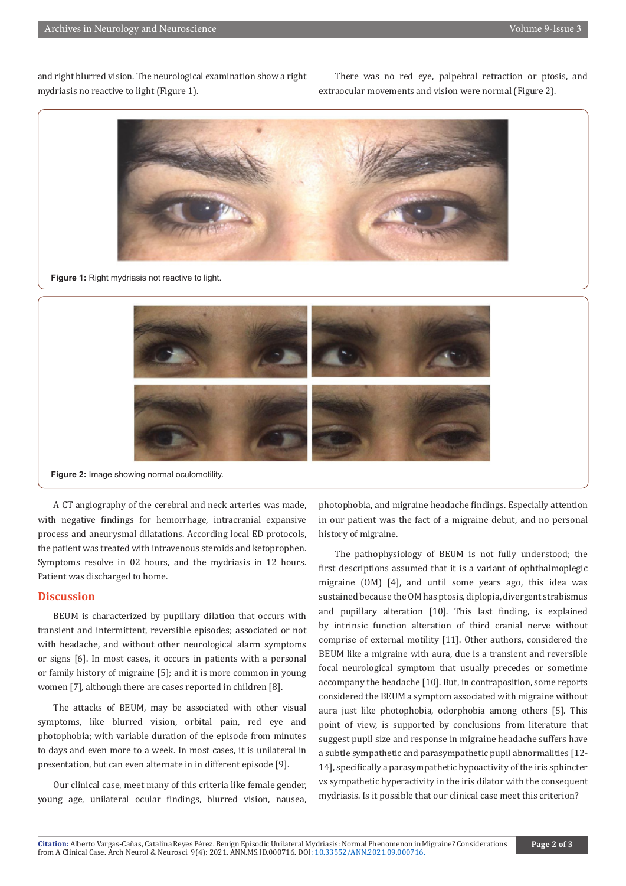and right blurred vision. The neurological examination show a right mydriasis no reactive to light (Figure 1).

There was no red eye, palpebral retraction or ptosis, and extraocular movements and vision were normal (Figure 2).

**Figure 1:** Right mydriasis not reactive to light.

**Figure 2:** Image showing normal oculomotility.

A CT angiography of the cerebral and neck arteries was made, with negative findings for hemorrhage, intracranial expansive process and aneurysmal dilatations. According local ED protocols, the patient was treated with intravenous steroids and ketoprophen. Symptoms resolve in 02 hours, and the mydriasis in 12 hours. Patient was discharged to home.

## Discussion

BEUM is characterized by pupillary dilation that occurs with transient and intermittent, reversible episodes; associated or not with headache, and without other neurological alarm symptoms or signs [6]. In most cases, it occurs in patients with a personal or family history of migraine [5]; and it is more common in young women [7], although there are cases reported in children [8].

The attacks of BEUM, may be associated with other visual symptoms, like blurred vision, orbital pain, red eye and photophobia; with variable duration of the episode from minutes to days and even more to a week. In most cases, it is unilateral in presentation, but can even alternate in in different episode [9].

Our clinical case, meet many of this criteria like female gender, young age, unilateral ocular findings, blurred vision, nausea, photophobia, and migraine headache findings. Especially attention in our patient was the fact of a migraine debut, and no personal history of migraine.

The pathophysiology of BEUM is not fully understood; the first descriptions assumed that it is a variant of ophthalmoplegic migraine (OM) [4], and until some years ago, this idea was sustained because the OM has ptosis, diplopia, divergent strabismus and pupillary alteration [10]. This last finding, is explained by intrinsic function alteration of third cranial nerve without comprise of external motility [11]. Other authors, considered the BEUM like a migraine with aura, due is a transient and reversible focal neurological symptom that usually precedes or sometime accompany the headache [10]. But, in contraposition, some reports considered the BEUM a symptom associated with migraine without aura just like photophobia, odorphobia among others [5]. This point of view, is supported by conclusions from literature that suggest pupil size and response in migraine headache suffers have a subtle sympathetic and parasympathetic pupil abnormalities [12-14], specifically a parasympathetic hypoactivity of the iris sphincter vs sympathetic hyperactivity in the iris dilator with the consequent mydriasis. Is it possible that our clinical case meet this criterion?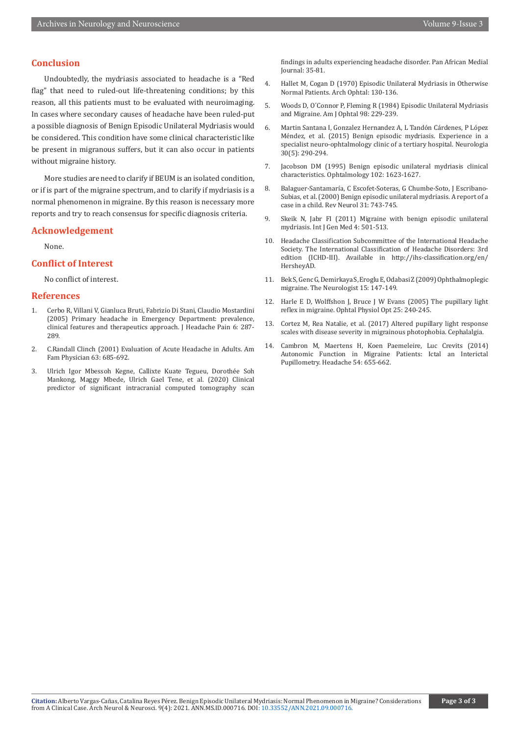## Conclusion

Undoubtedly, the mydriasis associated to headache is a "Red flag" that need to ruled-out life-threatening conditions; by this reason, all this patients must to be evaluated with neuroimaging. In cases where secondary causes of headache have been ruled-put a possible diagnosis of Benign Episodic Unilateral Mydriasis would be considered. This condition have some clinical characteristic like be present in migranous suffers, but it can also occur in patients without migraine history.

More studies are need to clarify if BEUM is an isolated condition, or if is part of the migraine spectrum, and to clarify if mydriasis is a normal phenomenon in migraine. By this reason is necessary more reports and try to reach consensus for specific diagnosis criteria.

## Acknowledgement

None.

## Conflict of Interest

No conflict of interest.

## References

1. Cerbo R, Villani V, Gianluca Bruti, Fabrizio Di Stani, Claudio Mostardini (2005) Primary headache in Emergency Department: prevalence, clinical features and therapeutics approach. J Headache Pain 6: 287-289.
2. C.Randall Clinch (2001) Evaluation of Acute Headache in Adults. Am Fam Physician 63: 685-692.
3. Ulrich Igor Mbessoh Kegne, Callixte Kuate Tegueu, Dorothée Soh Mankong, Maggy Mbede, Ulrich Gael Tene, et al. (2020) Clinical predictor of significant intracranial computed tomography scan findings in adults experiencing headache disorder. Pan African Medial Journal: 35-81.
4. Hallet M, Cogan D (1970) Episodic Unilateral Mydriasis in Otherwise Normal Patients. Arch Ophtal: 130-136.
5. Woods D, O´Connor P, Fleming R (1984) Episodic Unilateral Mydriasis and Migraine. Am J Ophtal 98: 229-239.
6. Martin Santana I, Gonzalez Hernandez A, L Tandón Cárdenes, P López Méndez, et al. (2015) Benign episodic mydriasis. Experience in a specialist neuro-ophtalmology clinic of a tertiary hospital. Neurologia 30(5): 290-294.
7. Jacobson DM (1995) Benign episodic unilateral mydriasis clinical characteristics. Ophtalmology 102: 1623-1627.
8. Balaguer-Santamaría, C Escofet-Soteras, G Chumbe-Soto, J Escribano-Subias, et al. (2000) Benign episodic unilateral mydriasis. A report of a case in a child. Rev Neurol 31: 743-745.
9. Skeik N, Jabr FI (2011) Migraine with benign episodic unilateral mydriasis. Int J Gen Med 4: 501-513.
10. Headache Classification Subcommittee of the International Headache Society. The International Classification of Headache Disorders: 3rd edition (ICHD-III). Available in http://ihs-classification.org/en/HersheyAD.
11. Bek S, Genc G, Demirkaya S, Eroglu E, Odabasi Z (2009) Ophthalmoplegic migraine. The Neurologist 15: 147-149.
12. Harle E D, Wolffshon J, Bruce J W Evans (2005) The pupillary light reflex in migraine. Ophtal Physiol Opt 25: 240-245.
13. Cortez M, Rea Natalie, et al. (2017) Altered pupillary light response scales with disease severity in migrainous photophobia. Cephalalgia.
14. Cambron M, Maertens H, Koen Paemeleire, Luc Crevits (2014) Autonomic Function in Migraine Patients: Ictal an Interictal Pupillometry. Headache 54: 655-662.